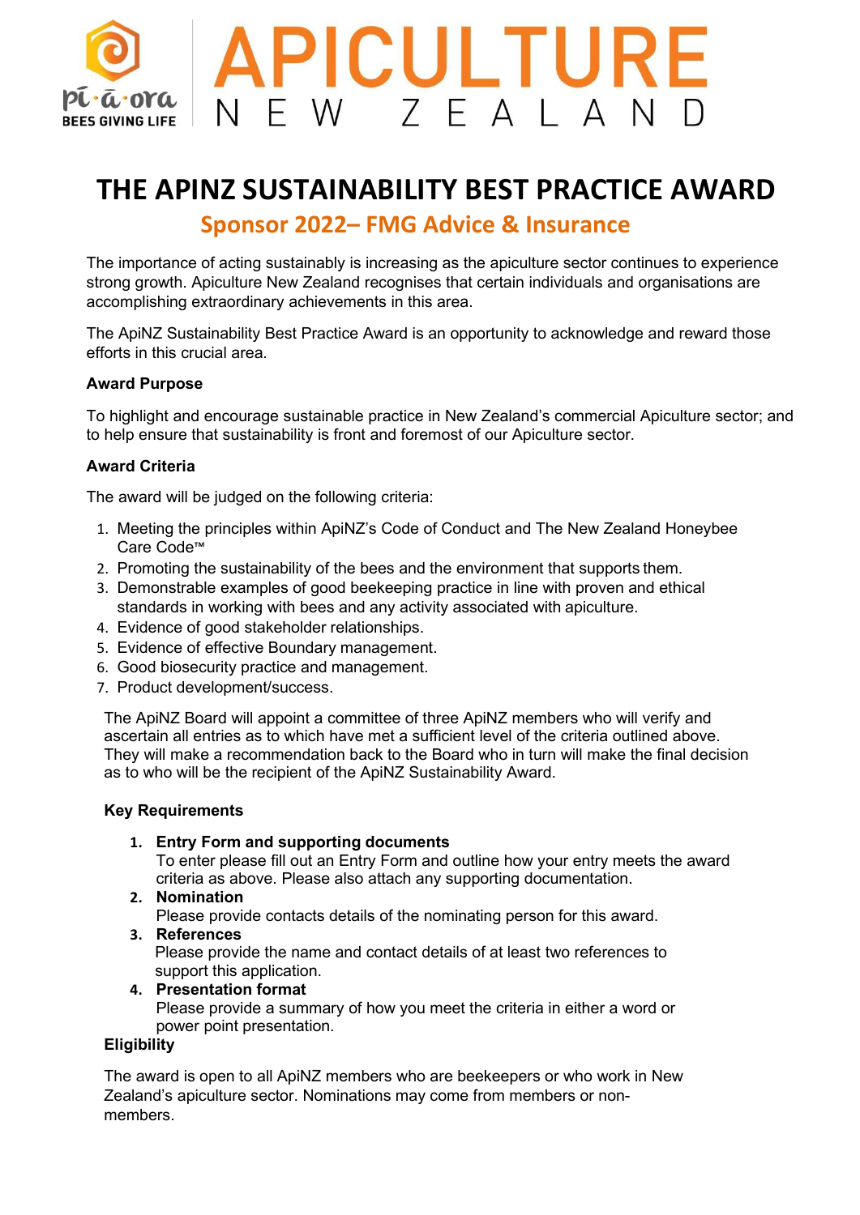pī·ā·ora BEES GIVING LIFE

# APICULTURE NEW ZEALAND

# THE APINZ SUSTAINABILITY BEST PRACTICE AWARD

## Sponsor 2022– FMG Advice & Insurance

The importance of acting sustainably is increasing as the apiculture sector continues to experience strong growth. Apiculture New Zealand recognises that certain individuals and organisations are accomplishing extraordinary achievements in this area.

The ApiNZ Sustainability Best Practice Award is an opportunity to acknowledge and reward those efforts in this crucial area.

**Award Purpose**

To highlight and encourage sustainable practice in New Zealand's commercial Apiculture sector; and to help ensure that sustainability is front and foremost of our Apiculture sector.

**Award Criteria**

The award will be judged on the following criteria:

1. Meeting the principles within ApiNZ's Code of Conduct and The New Zealand Honeybee Care Code™
2. Promoting the sustainability of the bees and the environment that supports them.
3. Demonstrable examples of good beekeeping practice in line with proven and ethical standards in working with bees and any activity associated with apiculture.
4. Evidence of good stakeholder relationships.
5. Evidence of effective Boundary management.
6. Good biosecurity practice and management.
7. Product development/success.

The ApiNZ Board will appoint a committee of three ApiNZ members who will verify and ascertain all entries as to which have met a sufficient level of the criteria outlined above. They will make a recommendation back to the Board who in turn will make the final decision as to who will be the recipient of the ApiNZ Sustainability Award.

**Key Requirements**

1. **Entry Form and supporting documents**
   To enter please fill out an Entry Form and outline how your entry meets the award criteria as above. Please also attach any supporting documentation.
2. **Nomination**
   Please provide contacts details of the nominating person for this award.
3. **References**
   Please provide the name and contact details of at least two references to support this application.
4. **Presentation format**
   Please provide a summary of how you meet the criteria in either a word or power point presentation.

**Eligibility**

The award is open to all ApiNZ members who are beekeepers or who work in New Zealand's apiculture sector. Nominations may come from members or non-members.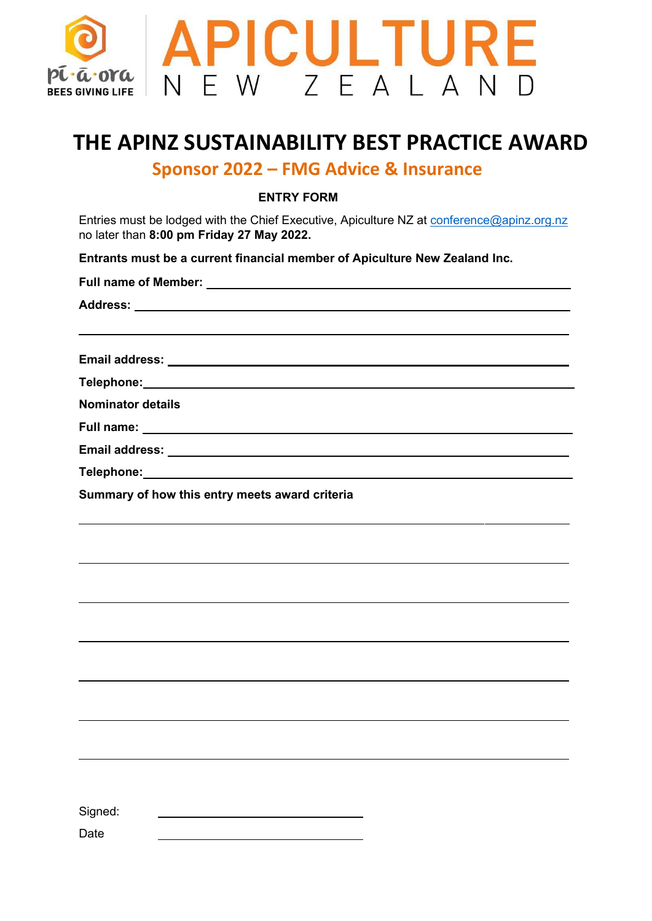pī·ā·ora
BEES GIVING LIFE

APICULTURE NEW ZEALAND

# THE APINZ SUSTAINABILITY BEST PRACTICE AWARD

## Sponsor 2022 – FMG Advice & Insurance

**ENTRY FORM**

Entries must be lodged with the Chief Executive, Apiculture NZ at conference@apinz.org.nz no later than **8:00 pm Friday 27 May 2022.**

**Entrants must be a current financial member of Apiculture New Zealand Inc.**

**Full name of Member:** \_\_\_\_\_\_\_\_\_\_\_\_\_\_\_\_\_\_\_\_\_\_\_\_\_\_\_\_\_\_\_\_\_\_\_\_\_\_\_\_

**Address:** \_\_\_\_\_\_\_\_\_\_\_\_\_\_\_\_\_\_\_\_\_\_\_\_\_\_\_\_\_\_\_\_\_\_\_\_\_\_\_\_\_\_\_\_\_\_\_\_

\_\_\_\_\_\_\_\_\_\_\_\_\_\_\_\_\_\_\_\_\_\_\_\_\_\_\_\_\_\_\_\_\_\_\_\_\_\_\_\_\_\_\_\_\_\_\_\_\_\_\_\_\_\_\_\_

**Email address:** \_\_\_\_\_\_\_\_\_\_\_\_\_\_\_\_\_\_\_\_\_\_\_\_\_\_\_\_\_\_\_\_\_\_\_\_\_\_\_\_\_\_\_

**Telephone:** \_\_\_\_\_\_\_\_\_\_\_\_\_\_\_\_\_\_\_\_\_\_\_\_\_\_\_\_\_\_\_\_\_\_\_\_\_\_\_\_\_\_\_\_\_\_

**Nominator details**

**Full name:** \_\_\_\_\_\_\_\_\_\_\_\_\_\_\_\_\_\_\_\_\_\_\_\_\_\_\_\_\_\_\_\_\_\_\_\_\_\_\_\_\_\_\_\_\_\_

**Email address:** \_\_\_\_\_\_\_\_\_\_\_\_\_\_\_\_\_\_\_\_\_\_\_\_\_\_\_\_\_\_\_\_\_\_\_\_\_\_\_\_\_\_\_

**Telephone:** \_\_\_\_\_\_\_\_\_\_\_\_\_\_\_\_\_\_\_\_\_\_\_\_\_\_\_\_\_\_\_\_\_\_\_\_\_\_\_\_\_\_\_\_\_\_

**Summary of how this entry meets award criteria**

\_\_\_\_\_\_\_\_\_\_\_\_\_\_\_\_\_\_\_\_\_\_\_\_\_\_\_\_\_\_\_\_\_\_\_\_\_\_\_\_\_\_\_\_\_\_\_\_\_\_\_\_\_\_\_\_

\_\_\_\_\_\_\_\_\_\_\_\_\_\_\_\_\_\_\_\_\_\_\_\_\_\_\_\_\_\_\_\_\_\_\_\_\_\_\_\_\_\_\_\_\_\_\_\_\_\_\_\_\_\_\_\_

\_\_\_\_\_\_\_\_\_\_\_\_\_\_\_\_\_\_\_\_\_\_\_\_\_\_\_\_\_\_\_\_\_\_\_\_\_\_\_\_\_\_\_\_\_\_\_\_\_\_\_\_\_\_\_\_

\_\_\_\_\_\_\_\_\_\_\_\_\_\_\_\_\_\_\_\_\_\_\_\_\_\_\_\_\_\_\_\_\_\_\_\_\_\_\_\_\_\_\_\_\_\_\_\_\_\_\_\_\_\_\_\_

\_\_\_\_\_\_\_\_\_\_\_\_\_\_\_\_\_\_\_\_\_\_\_\_\_\_\_\_\_\_\_\_\_\_\_\_\_\_\_\_\_\_\_\_\_\_\_\_\_\_\_\_\_\_\_\_

\_\_\_\_\_\_\_\_\_\_\_\_\_\_\_\_\_\_\_\_\_\_\_\_\_\_\_\_\_\_\_\_\_\_\_\_\_\_\_\_\_\_\_\_\_\_\_\_\_\_\_\_\_\_\_\_

\_\_\_\_\_\_\_\_\_\_\_\_\_\_\_\_\_\_\_\_\_\_\_\_\_\_\_\_\_\_\_\_\_\_\_\_\_\_\_\_\_\_\_\_\_\_\_\_\_\_\_\_\_\_\_\_

Signed: \_\_\_\_\_\_\_\_\_\_\_\_\_\_\_\_\_\_\_\_\_\_\_\_\_\_\_\_

Date \_\_\_\_\_\_\_\_\_\_\_\_\_\_\_\_\_\_\_\_\_\_\_\_\_\_\_\_